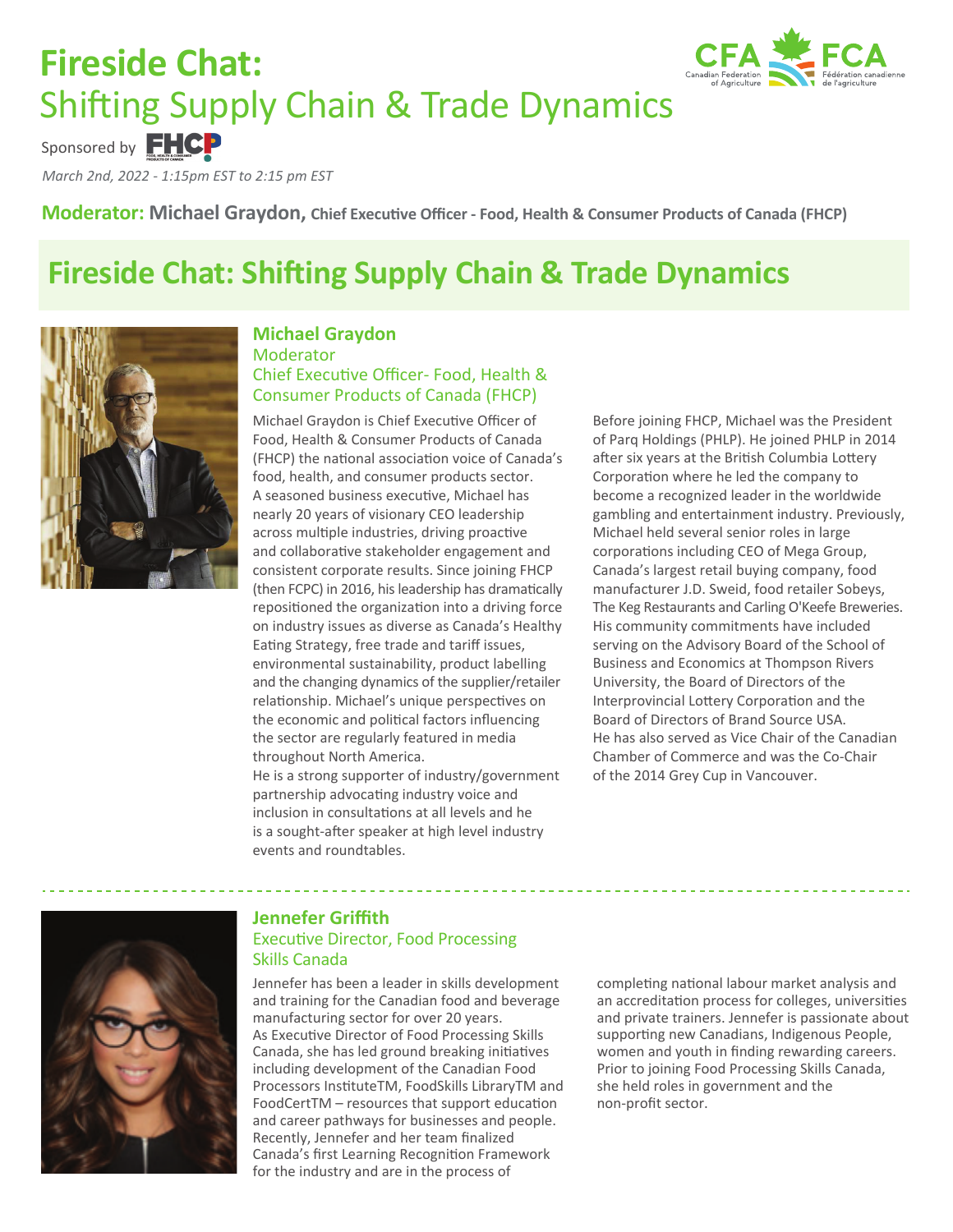# Fireside Chat:
Shifting Supply Chain & Trade Dynamics

Sponsored by FHCP

*March 2nd, 2022 - 1:15pm EST to 2:15 pm EST*

**Moderator:** **Michael Graydon,** **Chief Executive Officer - Food, Health & Consumer Products of Canada (FHCP)**

## Fireside Chat: Shifting Supply Chain & Trade Dynamics

### Michael Graydon
Moderator
Chief Executive Officer- Food, Health & Consumer Products of Canada (FHCP)

Michael Graydon is Chief Executive Officer of Food, Health & Consumer Products of Canada (FHCP) the national association voice of Canada's food, health, and consumer products sector. A seasoned business executive, Michael has nearly 20 years of visionary CEO leadership across multiple industries, driving proactive and collaborative stakeholder engagement and consistent corporate results. Since joining FHCP (then FCPC) in 2016, his leadership has dramatically repositioned the organization into a driving force on industry issues as diverse as Canada's Healthy Eating Strategy, free trade and tariff issues, environmental sustainability, product labelling and the changing dynamics of the supplier/retailer relationship. Michael's unique perspectives on the economic and political factors influencing the sector are regularly featured in media throughout North America.
He is a strong supporter of industry/government partnership advocating industry voice and inclusion in consultations at all levels and he is a sought-after speaker at high level industry events and roundtables.

Before joining FHCP, Michael was the President of Parq Holdings (PHLP). He joined PHLP in 2014 after six years at the British Columbia Lottery Corporation where he led the company to become a recognized leader in the worldwide gambling and entertainment industry. Previously, Michael held several senior roles in large corporations including CEO of Mega Group, Canada's largest retail buying company, food manufacturer J.D. Sweid, food retailer Sobeys, The Keg Restaurants and Carling O'Keefe Breweries. His community commitments have included serving on the Advisory Board of the School of Business and Economics at Thompson Rivers University, the Board of Directors of the Interprovincial Lottery Corporation and the Board of Directors of Brand Source USA.
He has also served as Vice Chair of the Canadian Chamber of Commerce and was the Co-Chair of the 2014 Grey Cup in Vancouver.

---

### Jennefer Griffith
Executive Director, Food Processing Skills Canada

Jennefer has been a leader in skills development and training for the Canadian food and beverage manufacturing sector for over 20 years.
As Executive Director of Food Processing Skills Canada, she has led ground breaking initiatives including development of the Canadian Food Processors InstituteTM, FoodSkills LibraryTM and FoodCertTM – resources that support education and career pathways for businesses and people. Recently, Jennefer and her team finalized Canada's first Learning Recognition Framework for the industry and are in the process of completing national labour market analysis and an accreditation process for colleges, universities and private trainers. Jennefer is passionate about supporting new Canadians, Indigenous People, women and youth in finding rewarding careers. Prior to joining Food Processing Skills Canada, she held roles in government and the non-profit sector.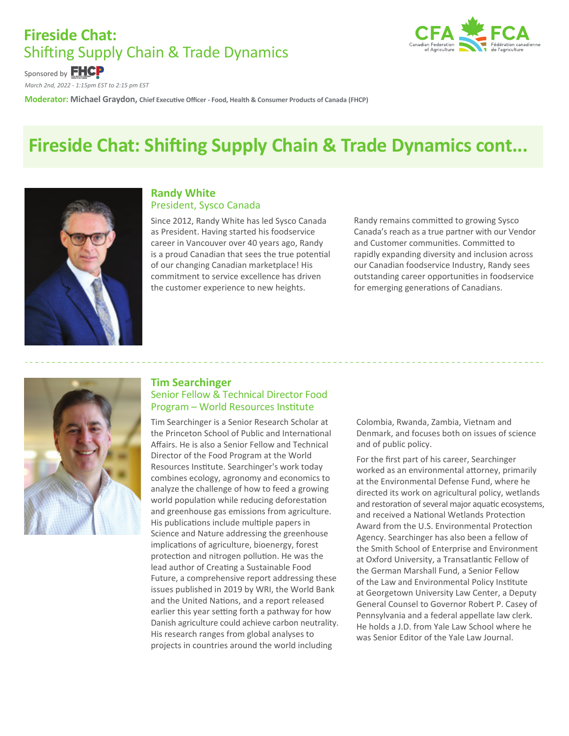# Fireside Chat:
Shifting Supply Chain & Trade Dynamics

Sponsored by FHCP

*March 2nd, 2022 - 1:15pm EST to 2:15 pm EST*

**Moderator:** **Michael Graydon,** **Chief Executive Officer - Food, Health & Consumer Products of Canada (FHCP)**

## Fireside Chat: Shifting Supply Chain & Trade Dynamics cont...

### Randy White
President, Sysco Canada

Since 2012, Randy White has led Sysco Canada as President. Having started his foodservice career in Vancouver over 40 years ago, Randy is a proud Canadian that sees the true potential of our changing Canadian marketplace! His commitment to service excellence has driven the customer experience to new heights.

Randy remains committed to growing Sysco Canada's reach as a true partner with our Vendor and Customer communities. Committed to rapidly expanding diversity and inclusion across our Canadian foodservice Industry, Randy sees outstanding career opportunities in foodservice for emerging generations of Canadians.

### Tim Searchinger
Senior Fellow & Technical Director Food Program – World Resources Institute

Tim Searchinger is a Senior Research Scholar at the Princeton School of Public and International Affairs. He is also a Senior Fellow and Technical Director of the Food Program at the World Resources Institute. Searchinger's work today combines ecology, agronomy and economics to analyze the challenge of how to feed a growing world population while reducing deforestation and greenhouse gas emissions from agriculture. His publications include multiple papers in Science and Nature addressing the greenhouse implications of agriculture, bioenergy, forest protection and nitrogen pollution. He was the lead author of Creating a Sustainable Food Future, a comprehensive report addressing these issues published in 2019 by WRI, the World Bank and the United Nations, and a report released earlier this year setting forth a pathway for how Danish agriculture could achieve carbon neutrality. His research ranges from global analyses to projects in countries around the world including Colombia, Rwanda, Zambia, Vietnam and Denmark, and focuses both on issues of science and of public policy.

For the first part of his career, Searchinger worked as an environmental attorney, primarily at the Environmental Defense Fund, where he directed its work on agricultural policy, wetlands and restoration of several major aquatic ecosystems, and received a National Wetlands Protection Award from the U.S. Environmental Protection Agency. Searchinger has also been a fellow of the Smith School of Enterprise and Environment at Oxford University, a Transatlantic Fellow of the German Marshall Fund, a Senior Fellow of the Law and Environmental Policy Institute at Georgetown University Law Center, a Deputy General Counsel to Governor Robert P. Casey of Pennsylvania and a federal appellate law clerk. He holds a J.D. from Yale Law School where he was Senior Editor of the Yale Law Journal.